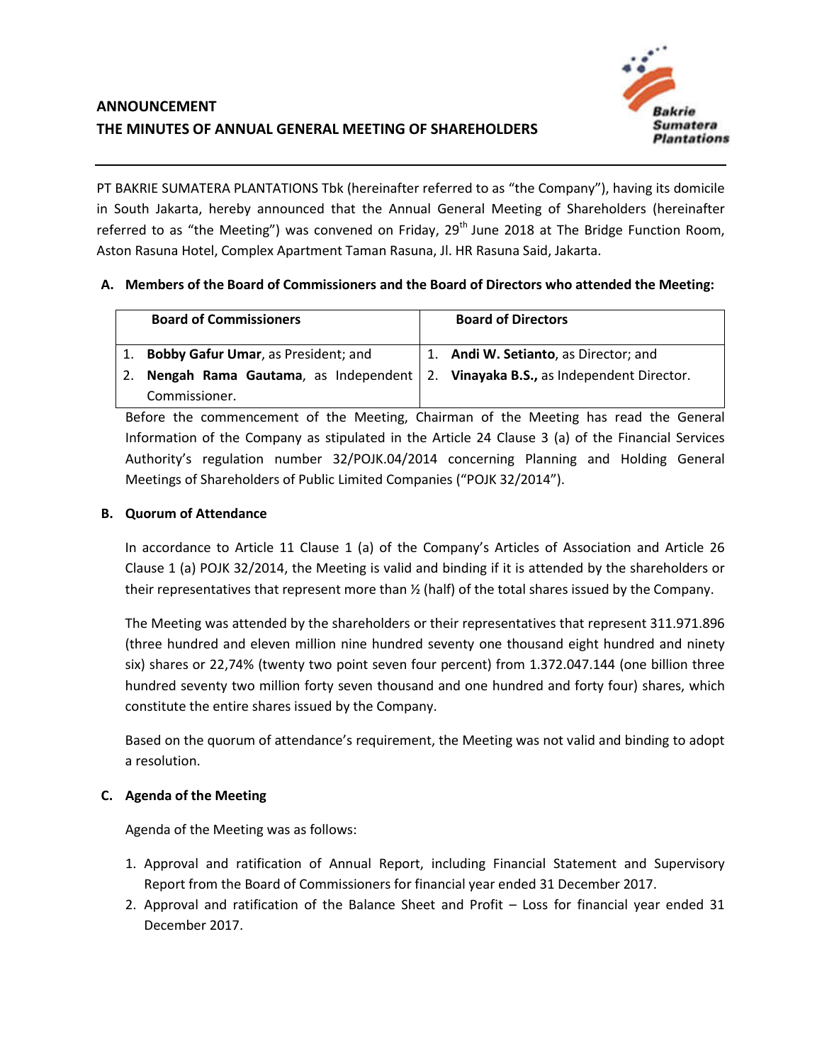## ANNOUNCEMENT
## THE MINUTES OF ANNUAL GENERAL MEETING OF SHAREHOLDERS

PT BAKRIE SUMATERA PLANTATIONS Tbk (hereinafter referred to as "the Company"), having its domicile in South Jakarta, hereby announced that the Annual General Meeting of Shareholders (hereinafter referred to as "the Meeting") was convened on Friday, 29th June 2018 at The Bridge Function Room, Aston Rasuna Hotel, Complex Apartment Taman Rasuna, Jl. HR Rasuna Said, Jakarta.

### A. Members of the Board of Commissioners and the Board of Directors who attended the Meeting:

| Board of Commissioners | Board of Directors |
|---|---|
| 1. **Bobby Gafur Umar**, as President; and | 1. **Andi W. Setianto**, as Director; and |
| 2. **Nengah Rama Gautama**, as Independent Commissioner. | 2. **Vinayaka B.S.,** as Independent Director. |

Before the commencement of the Meeting, Chairman of the Meeting has read the General Information of the Company as stipulated in the Article 24 Clause 3 (a) of the Financial Services Authority's regulation number 32/POJK.04/2014 concerning Planning and Holding General Meetings of Shareholders of Public Limited Companies ("POJK 32/2014").

### B. Quorum of Attendance

In accordance to Article 11 Clause 1 (a) of the Company's Articles of Association and Article 26 Clause 1 (a) POJK 32/2014, the Meeting is valid and binding if it is attended by the shareholders or their representatives that represent more than ½ (half) of the total shares issued by the Company.

The Meeting was attended by the shareholders or their representatives that represent 311.971.896 (three hundred and eleven million nine hundred seventy one thousand eight hundred and ninety six) shares or 22,74% (twenty two point seven four percent) from 1.372.047.144 (one billion three hundred seventy two million forty seven thousand and one hundred and forty four) shares, which constitute the entire shares issued by the Company.

Based on the quorum of attendance's requirement, the Meeting was not valid and binding to adopt a resolution.

### C. Agenda of the Meeting

Agenda of the Meeting was as follows:

1. Approval and ratification of Annual Report, including Financial Statement and Supervisory Report from the Board of Commissioners for financial year ended 31 December 2017.
2. Approval and ratification of the Balance Sheet and Profit – Loss for financial year ended 31 December 2017.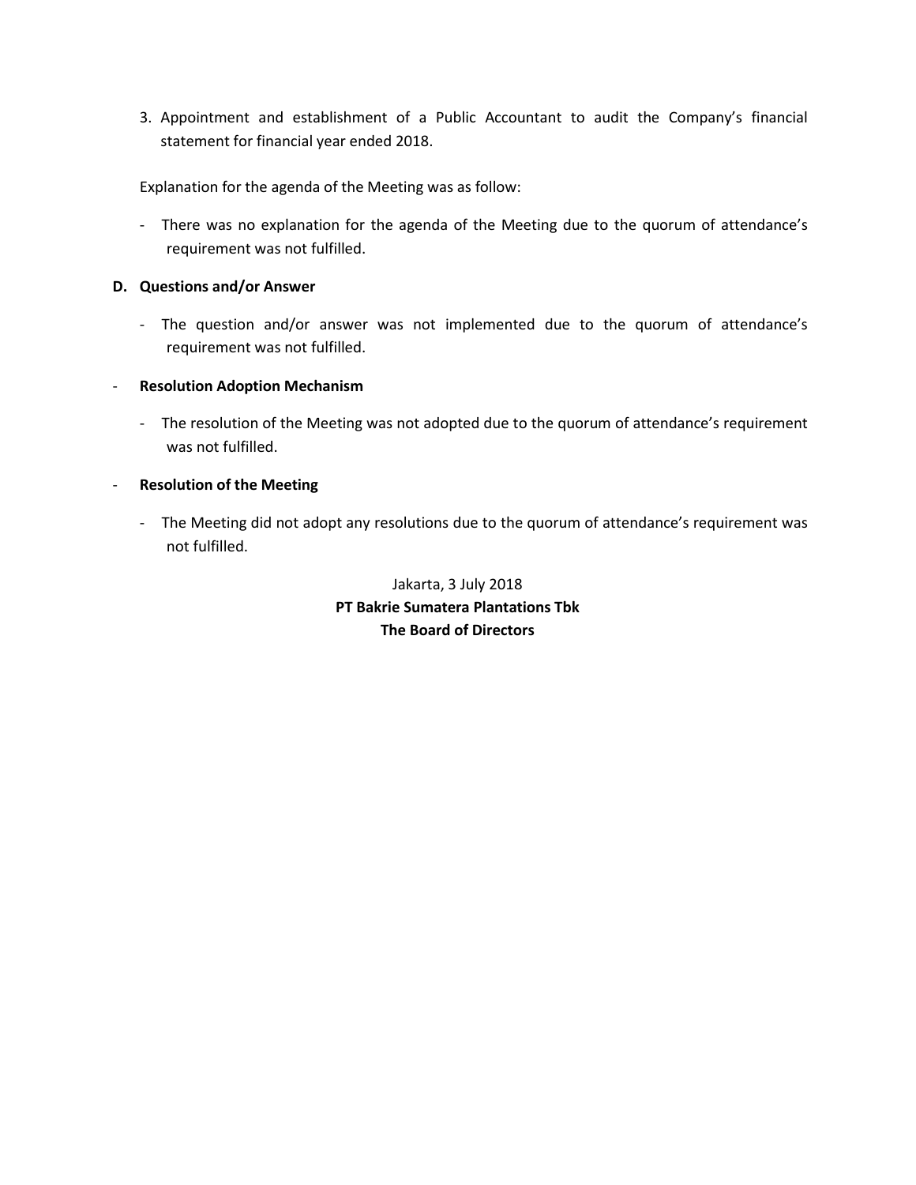3. Appointment and establishment of a Public Accountant to audit the Company's financial statement for financial year ended 2018.

Explanation for the agenda of the Meeting was as follow:

- There was no explanation for the agenda of the Meeting due to the quorum of attendance's requirement was not fulfilled.

**D. Questions and/or Answer**

- The question and/or answer was not implemented due to the quorum of attendance's requirement was not fulfilled.

- **Resolution Adoption Mechanism**

  - The resolution of the Meeting was not adopted due to the quorum of attendance's requirement was not fulfilled.

- **Resolution of the Meeting**

  - The Meeting did not adopt any resolutions due to the quorum of attendance's requirement was not fulfilled.

Jakarta, 3 July 2018

**PT Bakrie Sumatera Plantations Tbk**

**The Board of Directors**